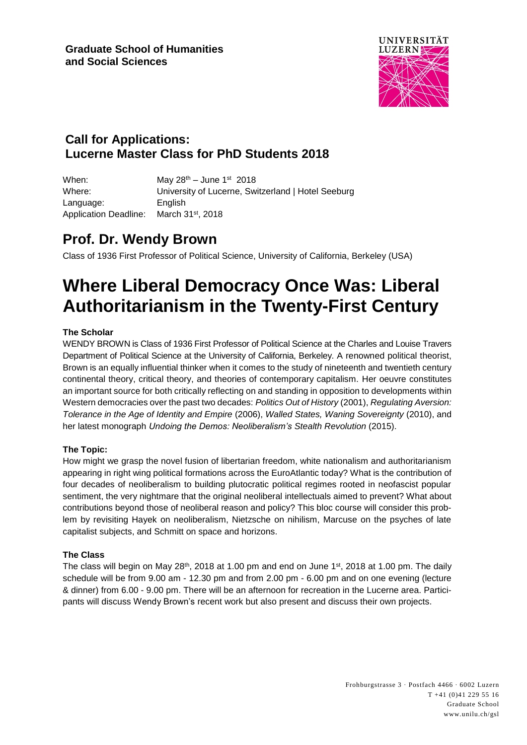**Graduate School of Humanities and Social Sciences**

UNIVERSITÄT LUZERN

## Call for Applications: Lucerne Master Class for PhD Students 2018

| | |
|---|---|
| When: | May 28th – June 1st 2018 |
| Where: | University of Lucerne, Switzerland \| Hotel Seeburg |
| Language: | English |
| Application Deadline: | March 31st, 2018 |

## Prof. Dr. Wendy Brown

Class of 1936 First Professor of Political Science, University of California, Berkeley (USA)

# Where Liberal Democracy Once Was: Liberal Authoritarianism in the Twenty-First Century

**The Scholar**

WENDY BROWN is Class of 1936 First Professor of Political Science at the Charles and Louise Travers Department of Political Science at the University of California, Berkeley. A renowned political theorist, Brown is an equally influential thinker when it comes to the study of nineteenth and twentieth century continental theory, critical theory, and theories of contemporary capitalism. Her oeuvre constitutes an important source for both critically reflecting on and standing in opposition to developments within Western democracies over the past two decades: *Politics Out of History* (2001), *Regulating Aversion: Tolerance in the Age of Identity and Empire* (2006), *Walled States, Waning Sovereignty* (2010), and her latest monograph *Undoing the Demos: Neoliberalism's Stealth Revolution* (2015).

**The Topic:**

How might we grasp the novel fusion of libertarian freedom, white nationalism and authoritarianism appearing in right wing political formations across the EuroAtlantic today? What is the contribution of four decades of neoliberalism to building plutocratic political regimes rooted in neofascist popular sentiment, the very nightmare that the original neoliberal intellectuals aimed to prevent? What about contributions beyond those of neoliberal reason and policy? This bloc course will consider this problem by revisiting Hayek on neoliberalism, Nietzsche on nihilism, Marcuse on the psyches of late capitalist subjects, and Schmitt on space and horizons.

**The Class**

The class will begin on May 28th, 2018 at 1.00 pm and end on June 1st, 2018 at 1.00 pm. The daily schedule will be from 9.00 am - 12.30 pm and from 2.00 pm - 6.00 pm and on one evening (lecture & dinner) from 6.00 - 9.00 pm. There will be an afternoon for recreation in the Lucerne area. Participants will discuss Wendy Brown's recent work but also present and discuss their own projects.

Frohburgstrasse 3 · Postfach 4466 · 6002 Luzern
T +41 (0)41 229 55 16
Graduate School
www.unilu.ch/gsl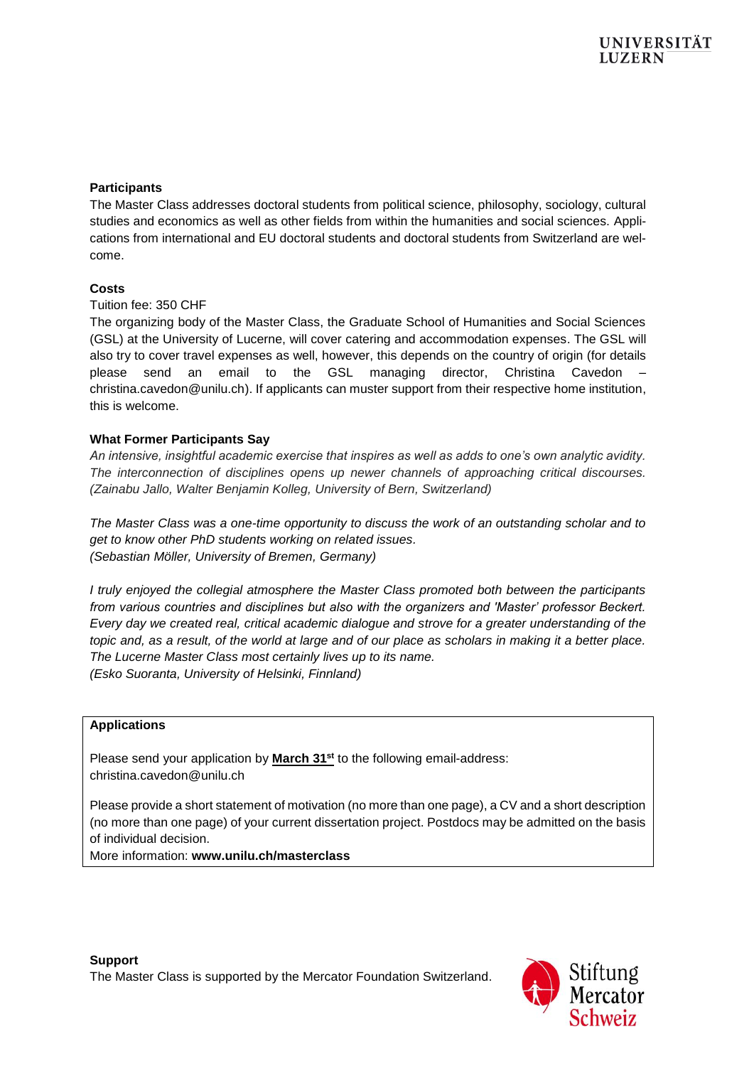**Participants**

The Master Class addresses doctoral students from political science, philosophy, sociology, cultural studies and economics as well as other fields from within the humanities and social sciences. Applications from international and EU doctoral students and doctoral students from Switzerland are welcome.

**Costs**

Tuition fee: 350 CHF

The organizing body of the Master Class, the Graduate School of Humanities and Social Sciences (GSL) at the University of Lucerne, will cover catering and accommodation expenses. The GSL will also try to cover travel expenses as well, however, this depends on the country of origin (for details please send an email to the GSL managing director, Christina Cavedon – christina.cavedon@unilu.ch). If applicants can muster support from their respective home institution, this is welcome.

**What Former Participants Say**

*An intensive, insightful academic exercise that inspires as well as adds to one's own analytic avidity. The interconnection of disciplines opens up newer channels of approaching critical discourses. (Zainabu Jallo, Walter Benjamin Kolleg, University of Bern, Switzerland)*

*The Master Class was a one-time opportunity to discuss the work of an outstanding scholar and to get to know other PhD students working on related issues.*
*(Sebastian Möller, University of Bremen, Germany)*

*I truly enjoyed the collegial atmosphere the Master Class promoted both between the participants from various countries and disciplines but also with the organizers and 'Master' professor Beckert. Every day we created real, critical academic dialogue and strove for a greater understanding of the topic and, as a result, of the world at large and of our place as scholars in making it a better place. The Lucerne Master Class most certainly lives up to its name.*
*(Esko Suoranta, University of Helsinki, Finnland)*

**Applications**

Please send your application by **March 31st** to the following email-address:
christina.cavedon@unilu.ch

Please provide a short statement of motivation (no more than one page), a CV and a short description (no more than one page) of your current dissertation project. Postdocs may be admitted on the basis of individual decision.

More information: **www.unilu.ch/masterclass**

**Support**

The Master Class is supported by the Mercator Foundation Switzerland.